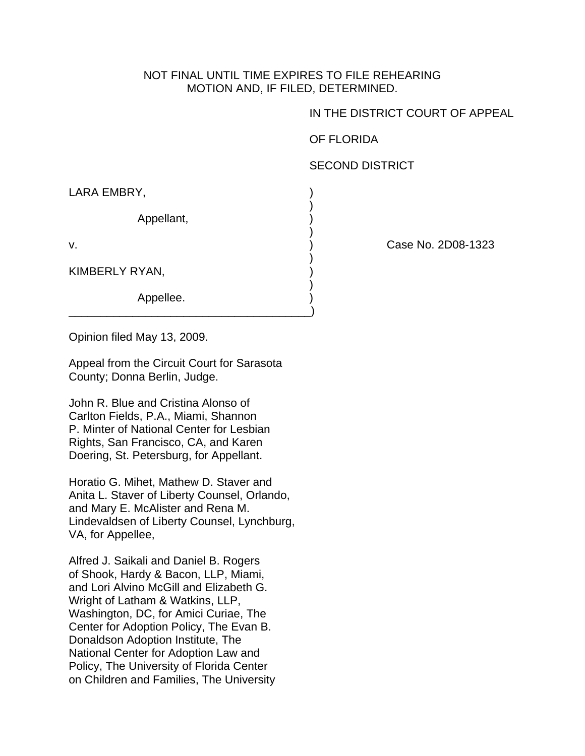NOT FINAL UNTIL TIME EXPIRES TO FILE REHEARING
MOTION AND, IF FILED, DETERMINED.

IN THE DISTRICT COURT OF APPEAL

OF FLORIDA

SECOND DISTRICT

LARA EMBRY,

Appellant,

v.

KIMBERLY RYAN,

Appellee.

Case No. 2D08-1323

Opinion filed May 13, 2009.

Appeal from the Circuit Court for Sarasota County; Donna Berlin, Judge.

John R. Blue and Cristina Alonso of Carlton Fields, P.A., Miami, Shannon P. Minter of National Center for Lesbian Rights, San Francisco, CA, and Karen Doering, St. Petersburg, for Appellant.

Horatio G. Mihet, Mathew D. Staver and Anita L. Staver of Liberty Counsel, Orlando, and Mary E. McAlister and Rena M. Lindevaldsen of Liberty Counsel, Lynchburg, VA, for Appellee,

Alfred J. Saikali and Daniel B. Rogers of Shook, Hardy & Bacon, LLP, Miami, and Lori Alvino McGill and Elizabeth G. Wright of Latham & Watkins, LLP, Washington, DC, for Amici Curiae, The Center for Adoption Policy, The Evan B. Donaldson Adoption Institute, The National Center for Adoption Law and Policy, The University of Florida Center on Children and Families, The University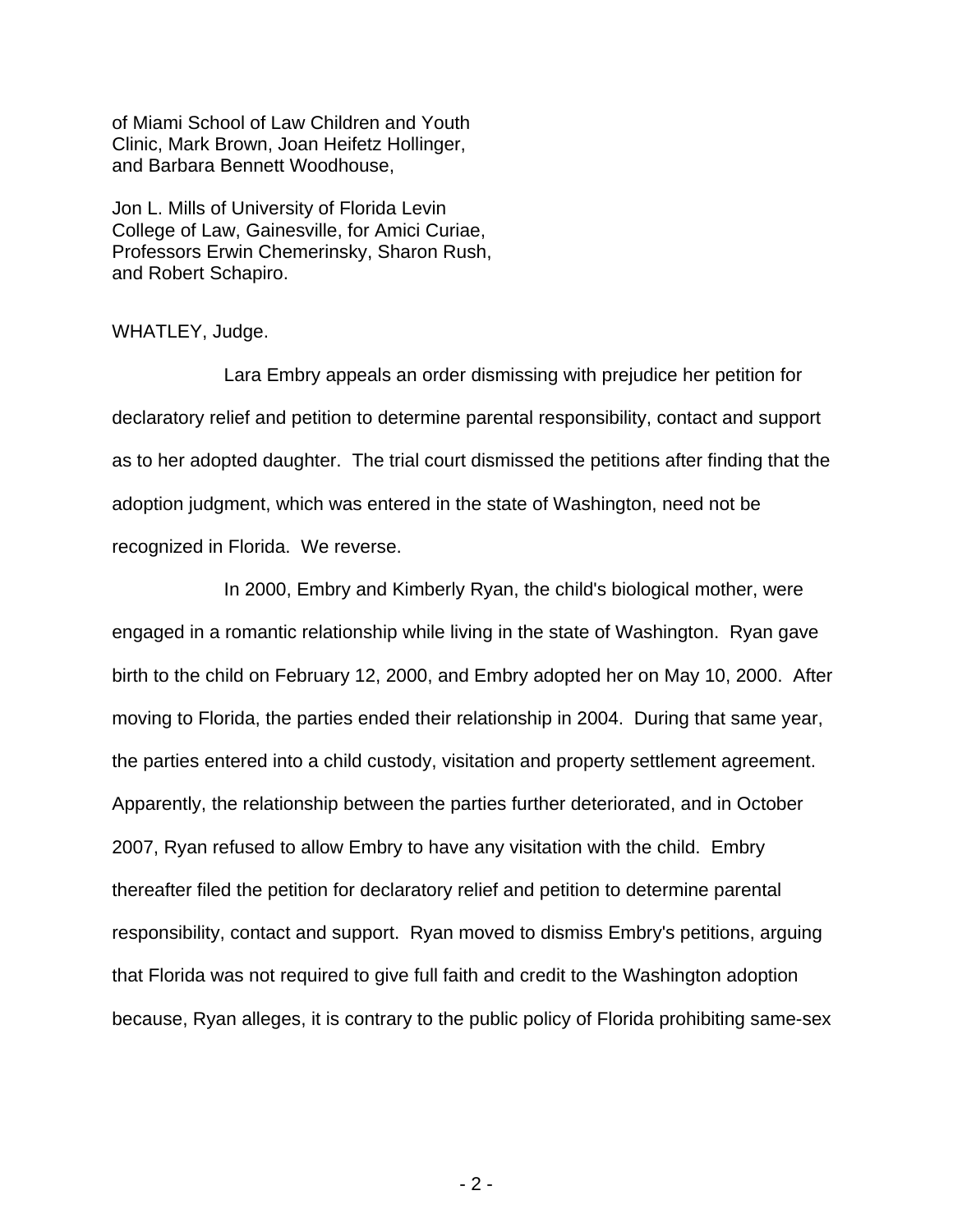of Miami School of Law Children and Youth Clinic, Mark Brown, Joan Heifetz Hollinger, and Barbara Bennett Woodhouse,

Jon L. Mills of University of Florida Levin College of Law, Gainesville, for Amici Curiae, Professors Erwin Chemerinsky, Sharon Rush, and Robert Schapiro.

WHATLEY, Judge.

Lara Embry appeals an order dismissing with prejudice her petition for declaratory relief and petition to determine parental responsibility, contact and support as to her adopted daughter. The trial court dismissed the petitions after finding that the adoption judgment, which was entered in the state of Washington, need not be recognized in Florida. We reverse.

In 2000, Embry and Kimberly Ryan, the child's biological mother, were engaged in a romantic relationship while living in the state of Washington. Ryan gave birth to the child on February 12, 2000, and Embry adopted her on May 10, 2000. After moving to Florida, the parties ended their relationship in 2004. During that same year, the parties entered into a child custody, visitation and property settlement agreement. Apparently, the relationship between the parties further deteriorated, and in October 2007, Ryan refused to allow Embry to have any visitation with the child. Embry thereafter filed the petition for declaratory relief and petition to determine parental responsibility, contact and support. Ryan moved to dismiss Embry's petitions, arguing that Florida was not required to give full faith and credit to the Washington adoption because, Ryan alleges, it is contrary to the public policy of Florida prohibiting same-sex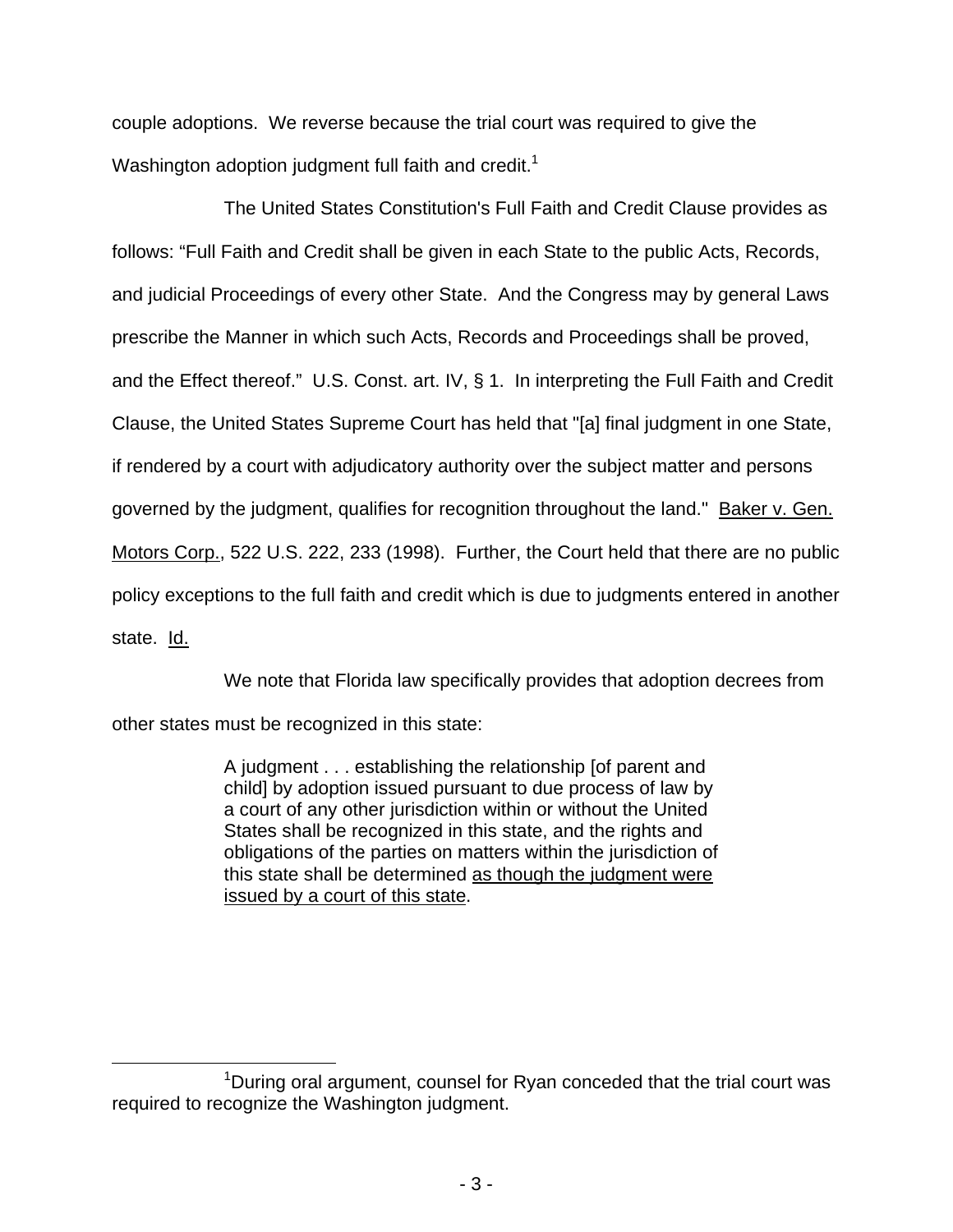couple adoptions. We reverse because the trial court was required to give the Washington adoption judgment full faith and credit.[1]

The United States Constitution's Full Faith and Credit Clause provides as follows: "Full Faith and Credit shall be given in each State to the public Acts, Records, and judicial Proceedings of every other State. And the Congress may by general Laws prescribe the Manner in which such Acts, Records and Proceedings shall be proved, and the Effect thereof." U.S. Const. art. IV, § 1. In interpreting the Full Faith and Credit Clause, the United States Supreme Court has held that "[a] final judgment in one State, if rendered by a court with adjudicatory authority over the subject matter and persons governed by the judgment, qualifies for recognition throughout the land." Baker v. Gen. Motors Corp., 522 U.S. 222, 233 (1998). Further, the Court held that there are no public policy exceptions to the full faith and credit which is due to judgments entered in another state. Id.

We note that Florida law specifically provides that adoption decrees from other states must be recognized in this state:

> A judgment . . . establishing the relationship [of parent and child] by adoption issued pursuant to due process of law by a court of any other jurisdiction within or without the United States shall be recognized in this state, and the rights and obligations of the parties on matters within the jurisdiction of this state shall be determined as though the judgment were issued by a court of this state.

[1] During oral argument, counsel for Ryan conceded that the trial court was required to recognize the Washington judgment.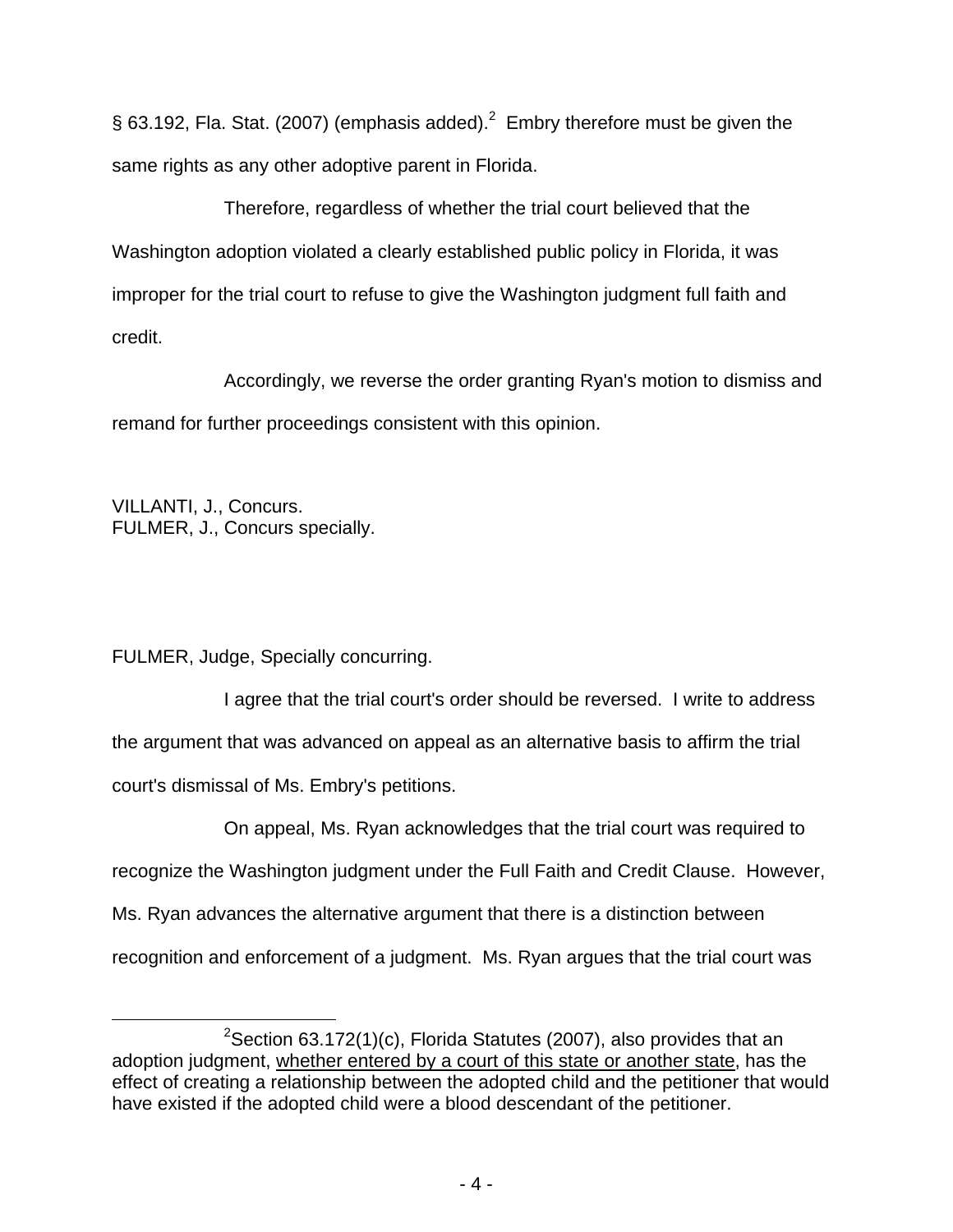§ 63.192, Fla. Stat. (2007) (emphasis added).[2] Embry therefore must be given the same rights as any other adoptive parent in Florida.

Therefore, regardless of whether the trial court believed that the Washington adoption violated a clearly established public policy in Florida, it was improper for the trial court to refuse to give the Washington judgment full faith and credit.

Accordingly, we reverse the order granting Ryan's motion to dismiss and remand for further proceedings consistent with this opinion.

VILLANTI, J., Concurs.
FULMER, J., Concurs specially.

FULMER, Judge, Specially concurring.

I agree that the trial court's order should be reversed. I write to address the argument that was advanced on appeal as an alternative basis to affirm the trial court's dismissal of Ms. Embry's petitions.

On appeal, Ms. Ryan acknowledges that the trial court was required to recognize the Washington judgment under the Full Faith and Credit Clause. However, Ms. Ryan advances the alternative argument that there is a distinction between recognition and enforcement of a judgment. Ms. Ryan argues that the trial court was

---

[2] Section 63.172(1)(c), Florida Statutes (2007), also provides that an adoption judgment, <u>whether entered by a court of this state or another state</u>, has the effect of creating a relationship between the adopted child and the petitioner that would have existed if the adopted child were a blood descendant of the petitioner.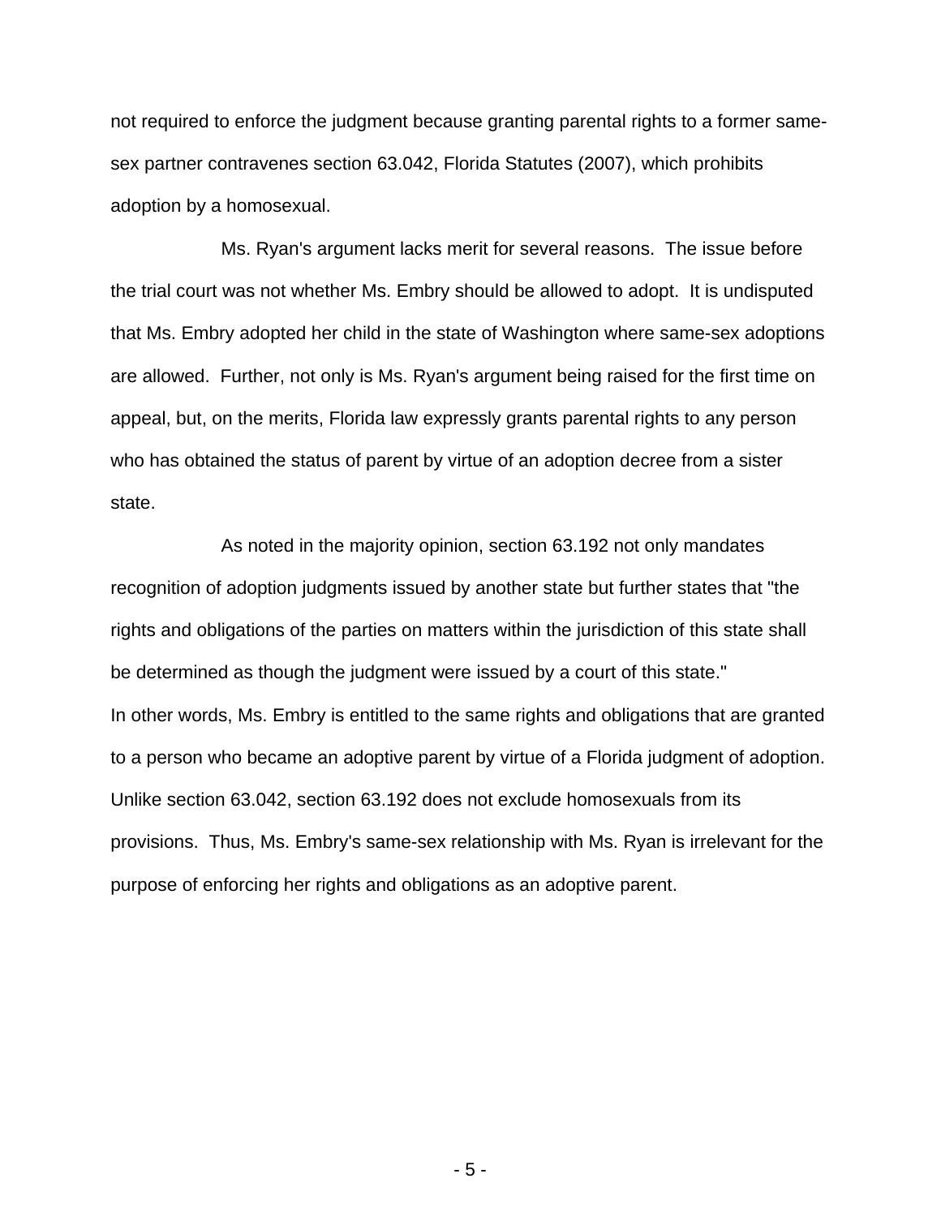not required to enforce the judgment because granting parental rights to a former same-sex partner contravenes section 63.042, Florida Statutes (2007), which prohibits adoption by a homosexual.

Ms. Ryan's argument lacks merit for several reasons. The issue before the trial court was not whether Ms. Embry should be allowed to adopt. It is undisputed that Ms. Embry adopted her child in the state of Washington where same-sex adoptions are allowed. Further, not only is Ms. Ryan's argument being raised for the first time on appeal, but, on the merits, Florida law expressly grants parental rights to any person who has obtained the status of parent by virtue of an adoption decree from a sister state.

As noted in the majority opinion, section 63.192 not only mandates recognition of adoption judgments issued by another state but further states that "the rights and obligations of the parties on matters within the jurisdiction of this state shall be determined as though the judgment were issued by a court of this state." In other words, Ms. Embry is entitled to the same rights and obligations that are granted to a person who became an adoptive parent by virtue of a Florida judgment of adoption. Unlike section 63.042, section 63.192 does not exclude homosexuals from its provisions. Thus, Ms. Embry's same-sex relationship with Ms. Ryan is irrelevant for the purpose of enforcing her rights and obligations as an adoptive parent.